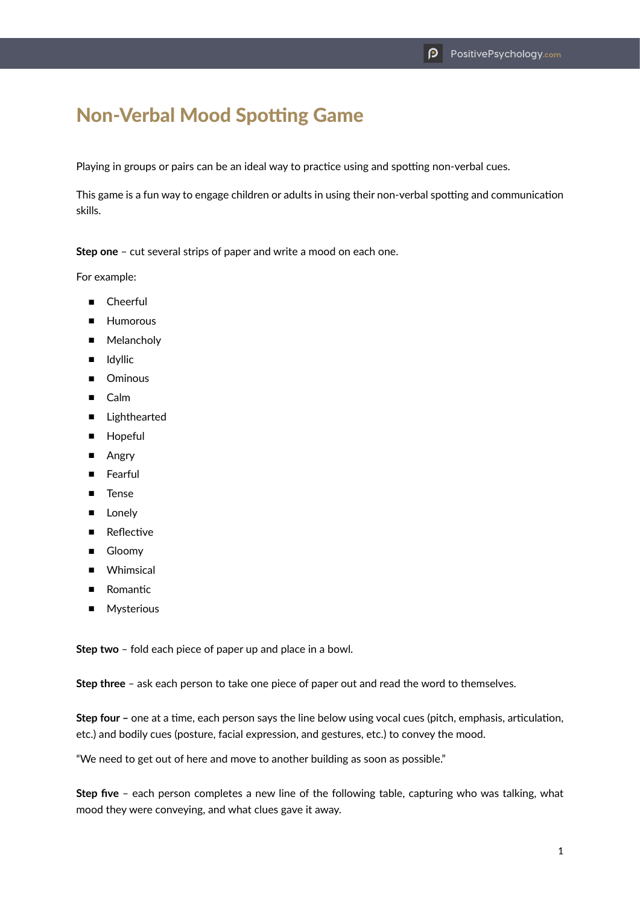# Non-Verbal Mood Spotting Game

Playing in groups or pairs can be an ideal way to practice using and spotting non-verbal cues.

This game is a fun way to engage children or adults in using their non-verbal spotting and communication skills.

**Step one** – cut several strips of paper and write a mood on each one.

For example:

- Cheerful
- Humorous
- Melancholy
- Idyllic
- Ominous
- Calm
- Lighthearted
- Hopeful
- Angry
- Fearful
- Tense
- Lonely
- Reflective
- Gloomy
- Whimsical
- Romantic
- Mysterious

**Step two** – fold each piece of paper up and place in a bowl.

**Step three** – ask each person to take one piece of paper out and read the word to themselves.

**Step four** – one at a time, each person says the line below using vocal cues (pitch, emphasis, articulation, etc.) and bodily cues (posture, facial expression, and gestures, etc.) to convey the mood.

"We need to get out of here and move to another building as soon as possible."

**Step five** – each person completes a new line of the following table, capturing who was talking, what mood they were conveying, and what clues gave it away.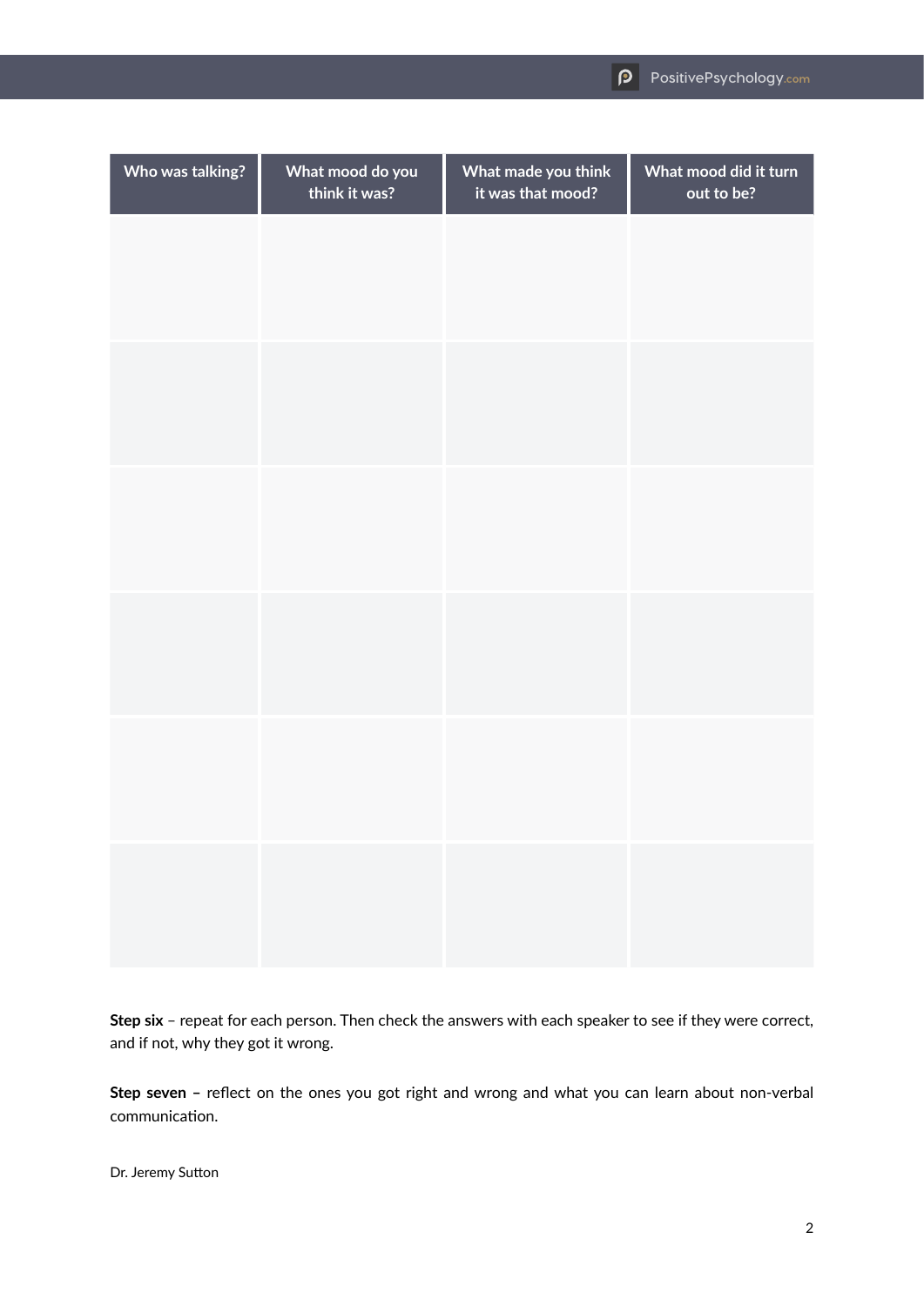| Who was talking? | What mood do you think it was? | What made you think it was that mood? | What mood did it turn out to be? |
|---|---|---|---|
| | | | |
| | | | |
| | | | |
| | | | |
| | | | |
| | | | |

**Step six** – repeat for each person. Then check the answers with each speaker to see if they were correct, and if not, why they got it wrong.

**Step seven –** reflect on the ones you got right and wrong and what you can learn about non-verbal communication.

Dr. Jeremy Sutton